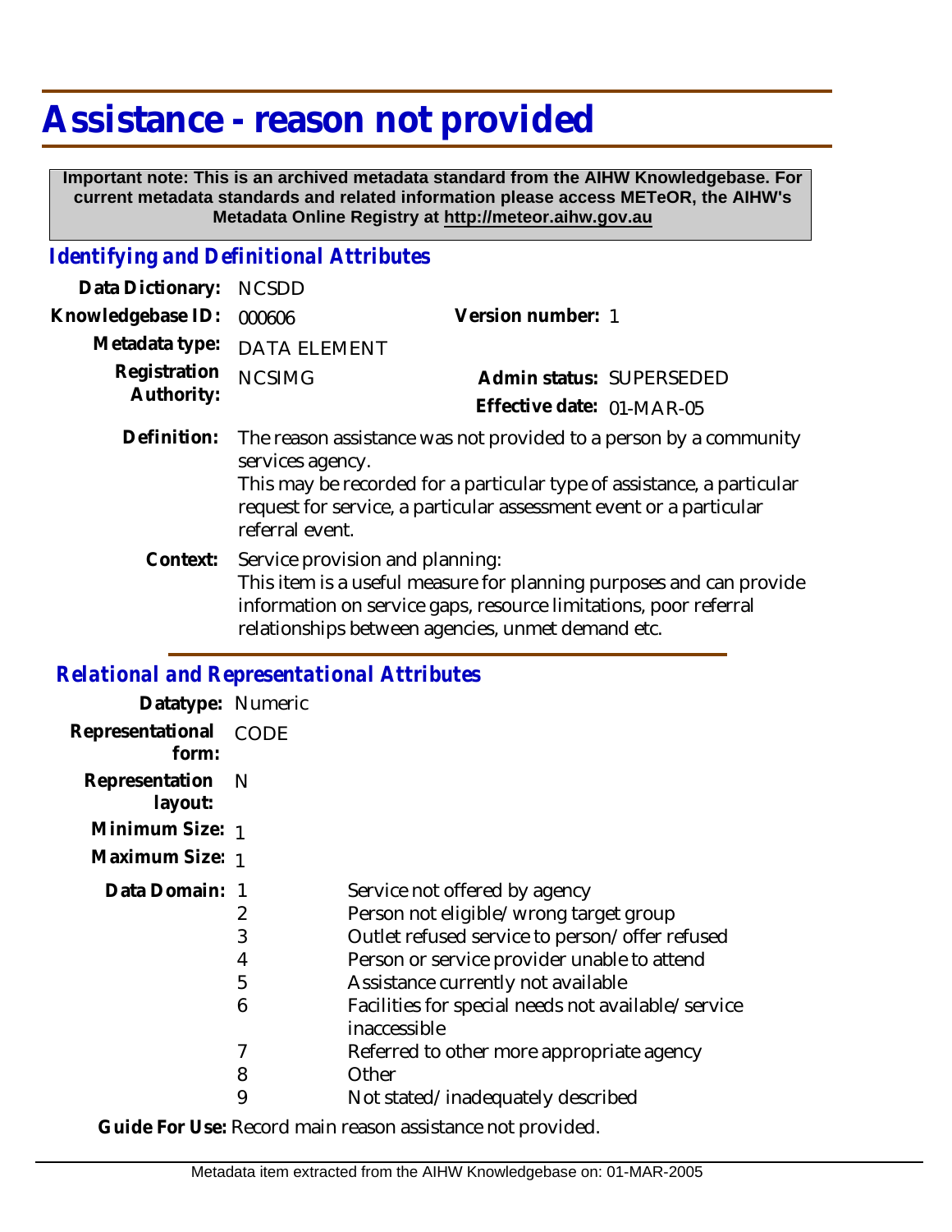# Assistance - reason not provided

**Important note: This is an archived metadata standard from the AIHW Knowledgebase. For current metadata standards and related information please access METeOR, the AIHW's Metadata Online Registry at http://meteor.aihw.gov.au**

## *Identifying and Definitional Attributes*

| | | | |
|---|---|---|---|
| **Data Dictionary:** | NCSDD | | |
| **Knowledgebase ID:** | 000606 | **Version number:** | 1 |
| **Metadata type:** | DATA ELEMENT | | |
| **Registration Authority:** | NCSIMG | **Admin status:** | SUPERSEDED |
| | | **Effective date:** | 01-MAR-05 |

**Definition:** The reason assistance was not provided to a person by a community services agency.
This may be recorded for a particular type of assistance, a particular request for service, a particular assessment event or a particular referral event.

**Context:** Service provision and planning:
This item is a useful measure for planning purposes and can provide information on service gaps, resource limitations, poor referral relationships between agencies, unmet demand etc.

## *Relational and Representational Attributes*

**Datatype:** Numeric

**Representational form:** CODE

**Representation layout:** N

**Minimum Size:** 1

**Maximum Size:** 1

**Data Domain:**

| Code | Description |
|---|---|
| 1 | Service not offered by agency |
| 2 | Person not eligible/wrong target group |
| 3 | Outlet refused service to person/offer refused |
| 4 | Person or service provider unable to attend |
| 5 | Assistance currently not available |
| 6 | Facilities for special needs not available/service inaccessible |
| 7 | Referred to other more appropriate agency |
| 8 | Other |
| 9 | Not stated/inadequately described |

**Guide For Use:** Record main reason assistance not provided.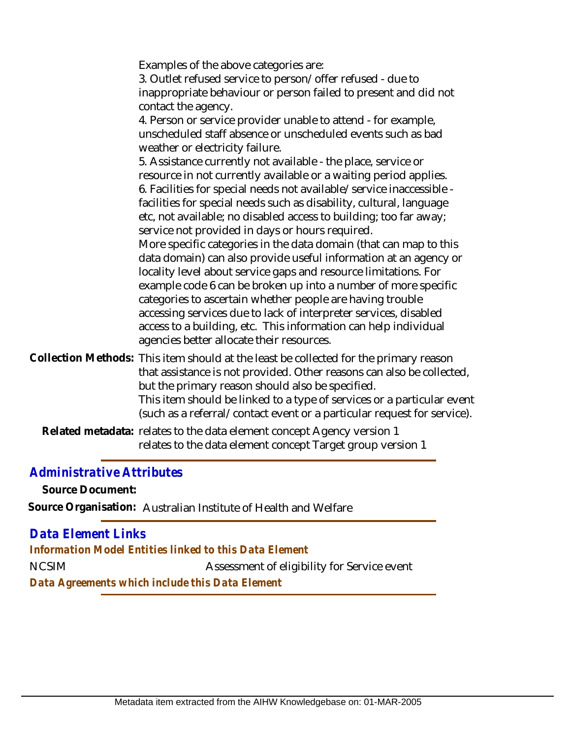Examples of the above categories are:

3. Outlet refused service to person/offer refused - due to inappropriate behaviour or person failed to present and did not contact the agency.

4. Person or service provider unable to attend - for example, unscheduled staff absence or unscheduled events such as bad weather or electricity failure.

5. Assistance currently not available - the place, service or resource in not currently available or a waiting period applies.

6. Facilities for special needs not available/service inaccessible - facilities for special needs such as disability, cultural, language etc, not available; no disabled access to building; too far away; service not provided in days or hours required.

More specific categories in the data domain (that can map to this data domain) can also provide useful information at an agency or locality level about service gaps and resource limitations. For example code 6 can be broken up into a number of more specific categories to ascertain whether people are having trouble accessing services due to lack of interpreter services, disabled access to a building, etc. This information can help individual agencies better allocate their resources.

**Collection Methods:** This item should at the least be collected for the primary reason that assistance is not provided. Other reasons can also be collected, but the primary reason should also be specified.
This item should be linked to a type of services or a particular event (such as a referral/contact event or a particular request for service).

**Related metadata:** relates to the data element concept Agency version 1
relates to the data element concept Target group version 1

## *Administrative Attributes*

**Source Document:**

**Source Organisation:** Australian Institute of Health and Welfare

## *Data Element Links*

***Information Model Entities linked to this Data Element***

NCSIM Assessment of eligibility for Service event

***Data Agreements which include this Data Element***

Metadata item extracted from the AIHW Knowledgebase on: 01-MAR-2005